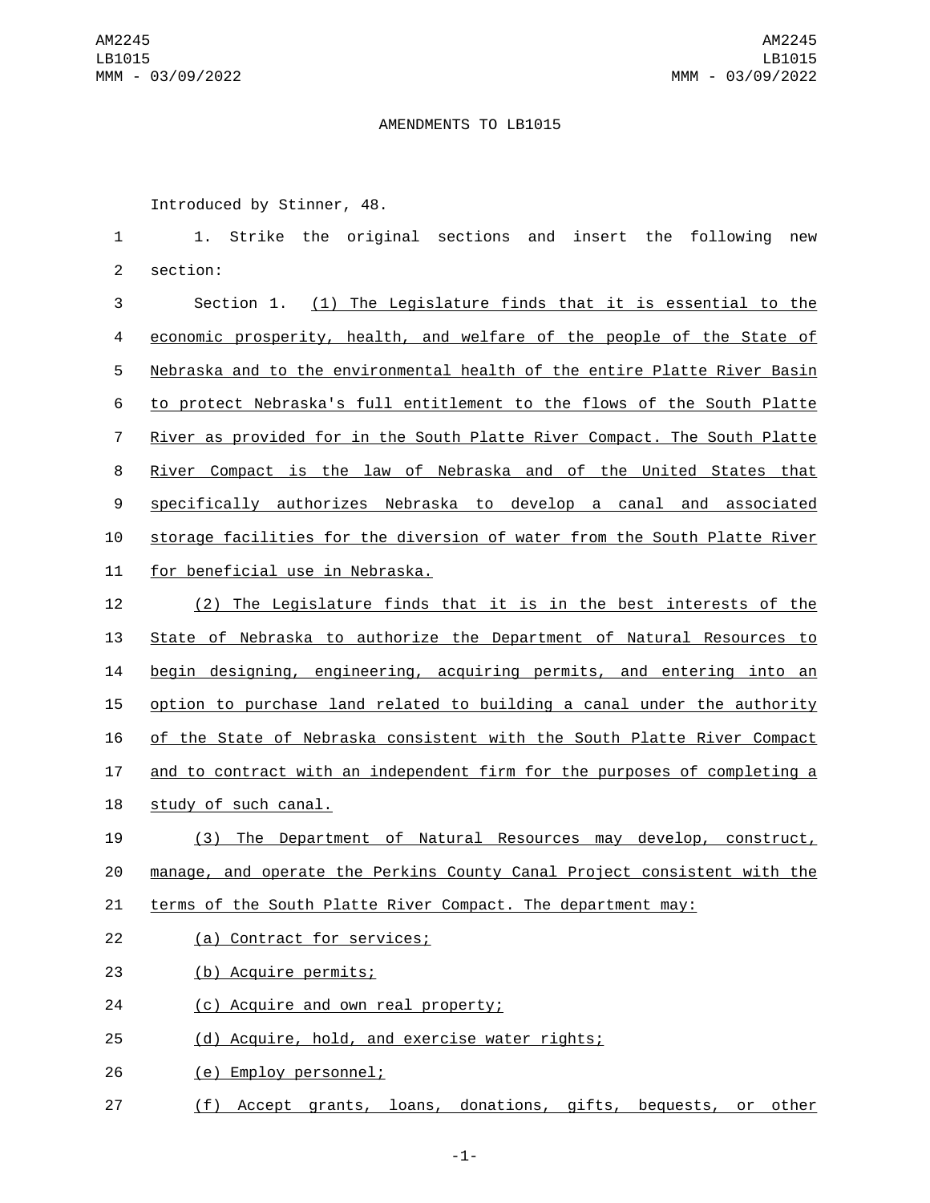AMENDMENTS TO LB1015

Introduced by Stinner, 48.

1. Strike the original sections and insert the following new section:

Section 1. (1) The Legislature finds that it is essential to the economic prosperity, health, and welfare of the people of the State of Nebraska and to the environmental health of the entire Platte River Basin to protect Nebraska's full entitlement to the flows of the South Platte River as provided for in the South Platte River Compact. The South Platte River Compact is the law of Nebraska and of the United States that specifically authorizes Nebraska to develop a canal and associated storage facilities for the diversion of water from the South Platte River for beneficial use in Nebraska.

(2) The Legislature finds that it is in the best interests of the State of Nebraska to authorize the Department of Natural Resources to begin designing, engineering, acquiring permits, and entering into an option to purchase land related to building a canal under the authority of the State of Nebraska consistent with the South Platte River Compact and to contract with an independent firm for the purposes of completing a study of such canal.

(3) The Department of Natural Resources may develop, construct, manage, and operate the Perkins County Canal Project consistent with the terms of the South Platte River Compact. The department may:

(a) Contract for services;

(b) Acquire permits;

(c) Acquire and own real property;

(d) Acquire, hold, and exercise water rights;

(e) Employ personnel;

(f) Accept grants, loans, donations, gifts, bequests, or other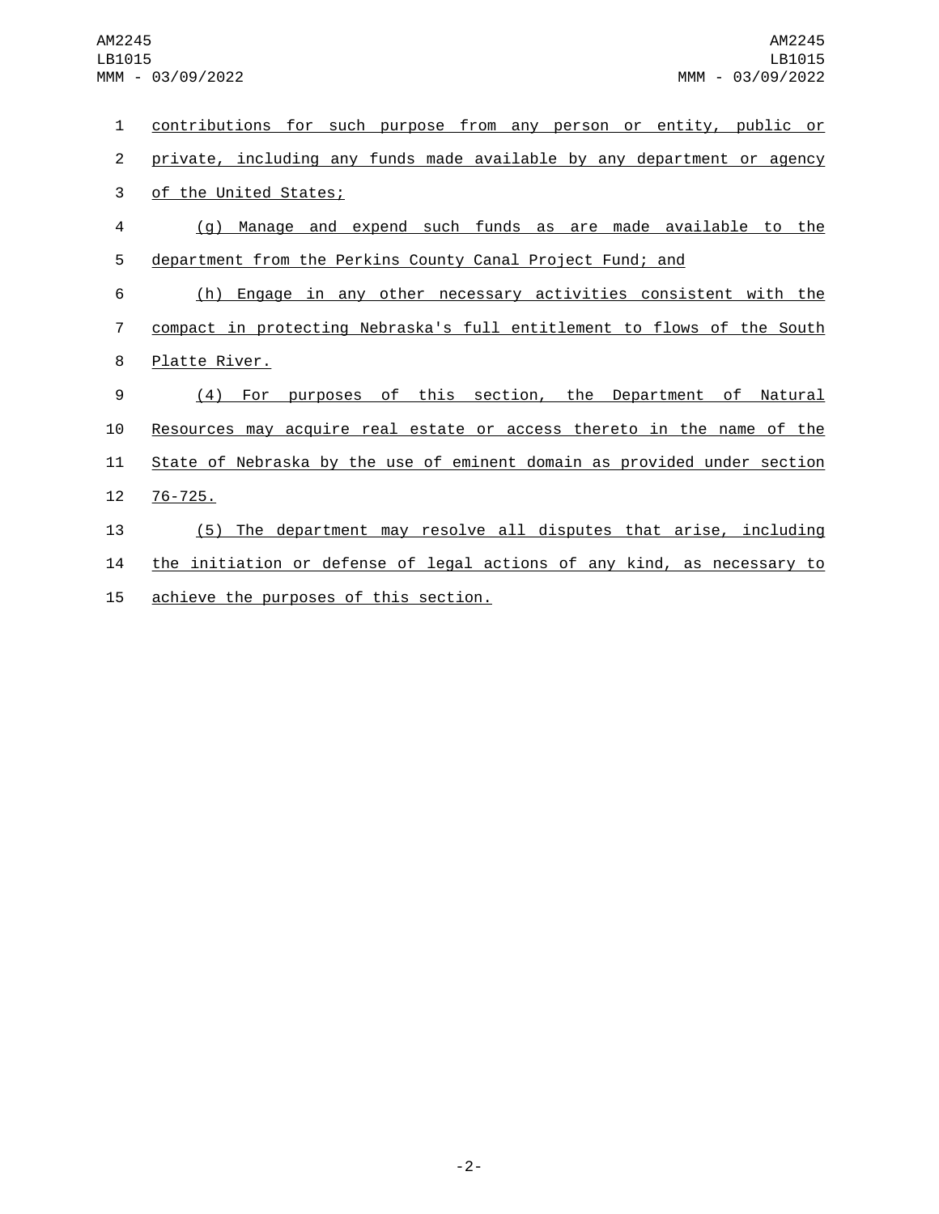contributions for such purpose from any person or entity, public or private, including any funds made available by any department or agency of the United States;

(g) Manage and expend such funds as are made available to the department from the Perkins County Canal Project Fund; and

(h) Engage in any other necessary activities consistent with the compact in protecting Nebraska's full entitlement to flows of the South Platte River.

(4) For purposes of this section, the Department of Natural Resources may acquire real estate or access thereto in the name of the State of Nebraska by the use of eminent domain as provided under section 76-725.

(5) The department may resolve all disputes that arise, including the initiation or defense of legal actions of any kind, as necessary to achieve the purposes of this section.